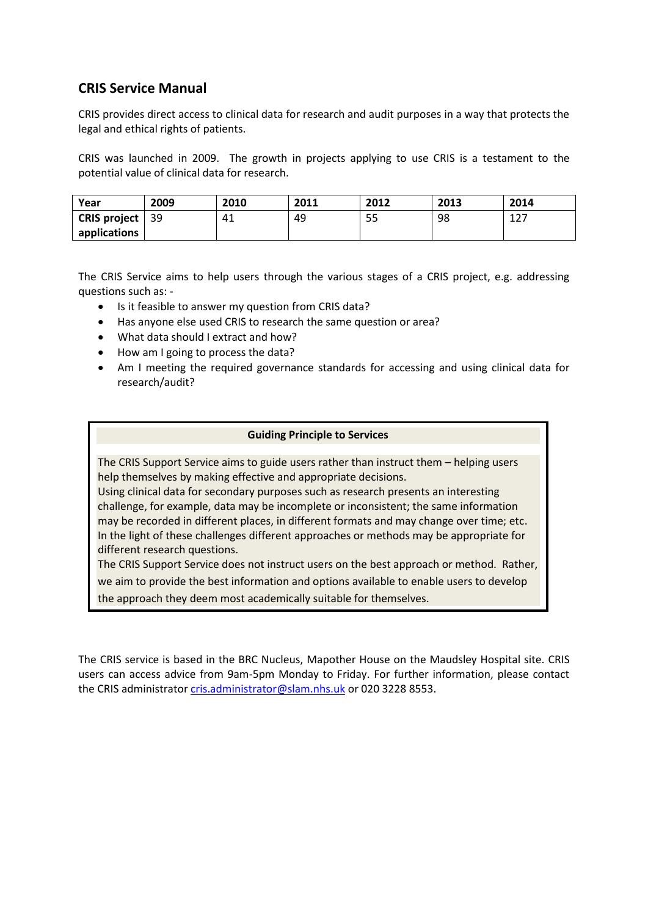## CRIS Service Manual

CRIS provides direct access to clinical data for research and audit purposes in a way that protects the legal and ethical rights of patients.

CRIS was launched in 2009. The growth in projects applying to use CRIS is a testament to the potential value of clinical data for research.

| Year | 2009 | 2010 | 2011 | 2012 | 2013 | 2014 |
|---|---|---|---|---|---|---|
| **CRIS project applications** | 39 | 41 | 49 | 55 | 98 | 127 |

The CRIS Service aims to help users through the various stages of a CRIS project, e.g. addressing questions such as: -

- Is it feasible to answer my question from CRIS data?
- Has anyone else used CRIS to research the same question or area?
- What data should I extract and how?
- How am I going to process the data?
- Am I meeting the required governance standards for accessing and using clinical data for research/audit?

**Guiding Principle to Services**

The CRIS Support Service aims to guide users rather than instruct them – helping users help themselves by making effective and appropriate decisions.
Using clinical data for secondary purposes such as research presents an interesting challenge, for example, data may be incomplete or inconsistent; the same information may be recorded in different places, in different formats and may change over time; etc. In the light of these challenges different approaches or methods may be appropriate for different research questions.
The CRIS Support Service does not instruct users on the best approach or method. Rather, we aim to provide the best information and options available to enable users to develop the approach they deem most academically suitable for themselves.

The CRIS service is based in the BRC Nucleus, Mapother House on the Maudsley Hospital site. CRIS users can access advice from 9am-5pm Monday to Friday. For further information, please contact the CRIS administrator cris.administrator@slam.nhs.uk or 020 3228 8553.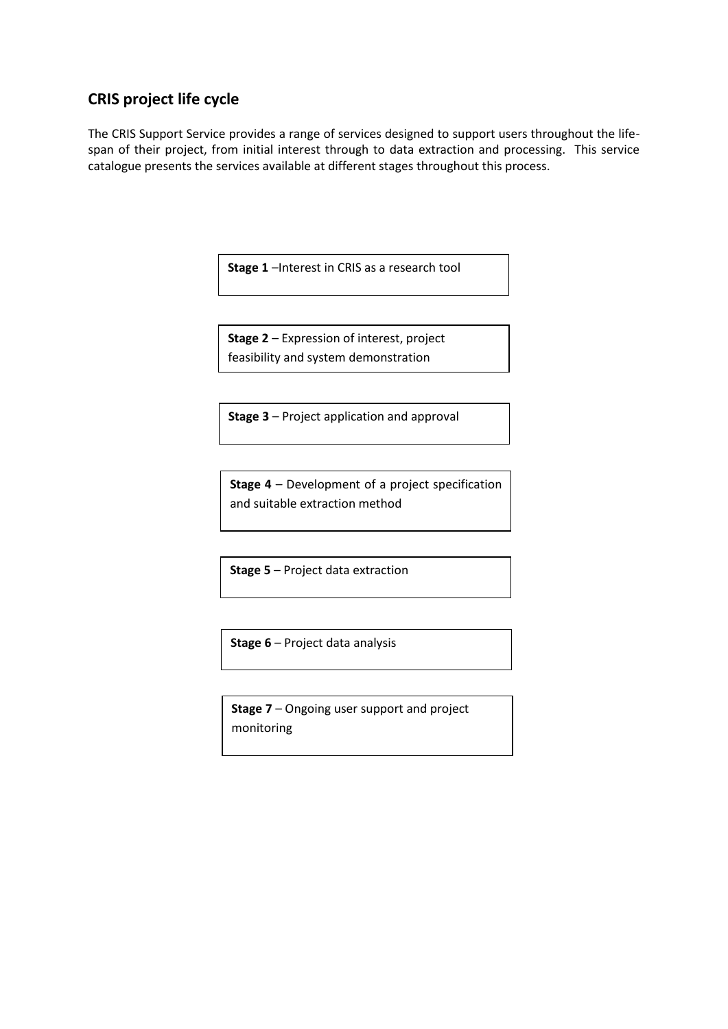## CRIS project life cycle

The CRIS Support Service provides a range of services designed to support users throughout the life-span of their project, from initial interest through to data extraction and processing. This service catalogue presents the services available at different stages throughout this process.

**Stage 1** –Interest in CRIS as a research tool

**Stage 2** – Expression of interest, project feasibility and system demonstration

**Stage 3** – Project application and approval

**Stage 4** – Development of a project specification and suitable extraction method

**Stage 5** – Project data extraction

**Stage 6** – Project data analysis

**Stage 7** – Ongoing user support and project monitoring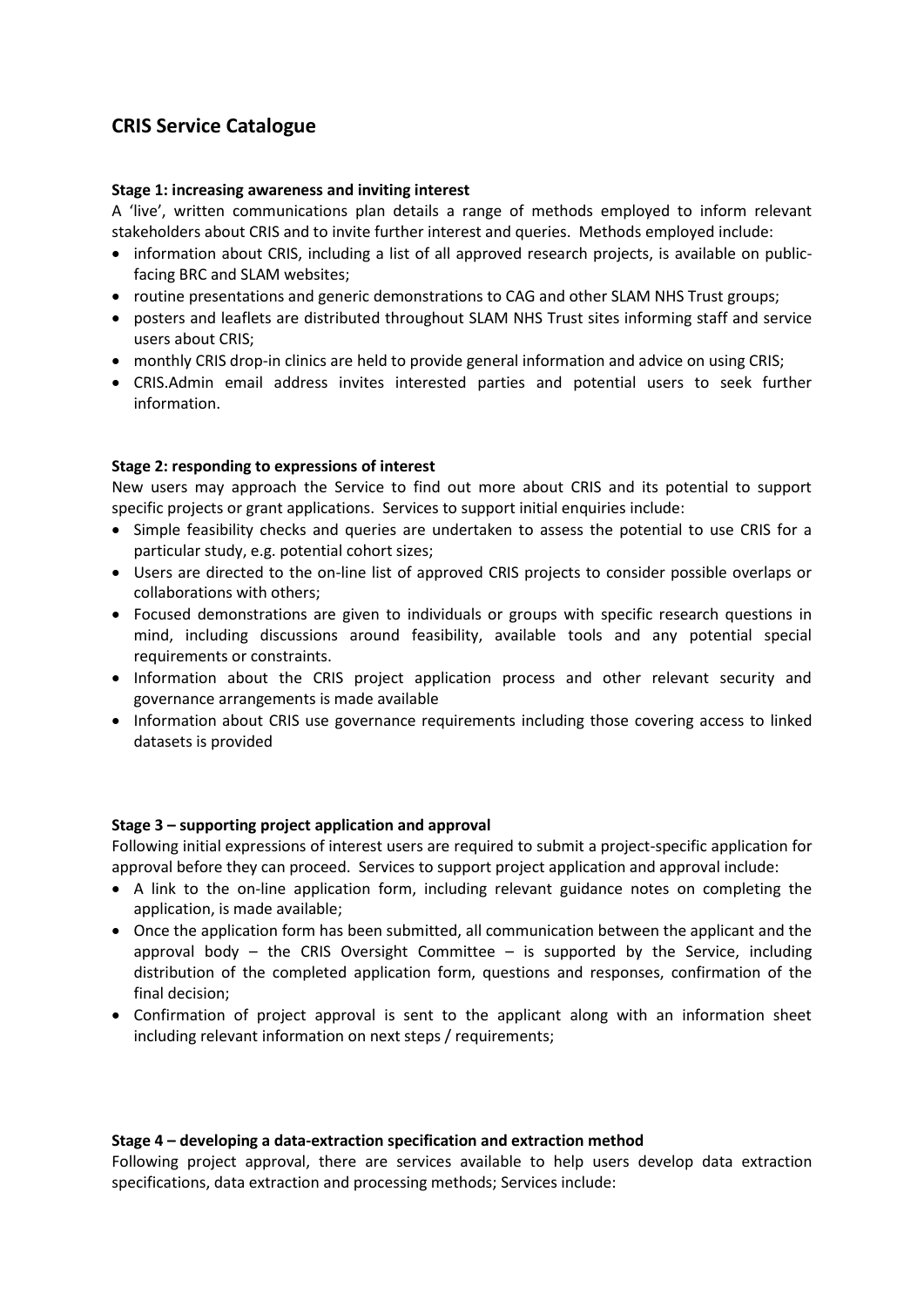## CRIS Service Catalogue

**Stage 1: increasing awareness and inviting interest**

A 'live', written communications plan details a range of methods employed to inform relevant stakeholders about CRIS and to invite further interest and queries. Methods employed include:

- information about CRIS, including a list of all approved research projects, is available on public-facing BRC and SLAM websites;
- routine presentations and generic demonstrations to CAG and other SLAM NHS Trust groups;
- posters and leaflets are distributed throughout SLAM NHS Trust sites informing staff and service users about CRIS;
- monthly CRIS drop-in clinics are held to provide general information and advice on using CRIS;
- CRIS.Admin email address invites interested parties and potential users to seek further information.

**Stage 2: responding to expressions of interest**

New users may approach the Service to find out more about CRIS and its potential to support specific projects or grant applications. Services to support initial enquiries include:

- Simple feasibility checks and queries are undertaken to assess the potential to use CRIS for a particular study, e.g. potential cohort sizes;
- Users are directed to the on-line list of approved CRIS projects to consider possible overlaps or collaborations with others;
- Focused demonstrations are given to individuals or groups with specific research questions in mind, including discussions around feasibility, available tools and any potential special requirements or constraints.
- Information about the CRIS project application process and other relevant security and governance arrangements is made available
- Information about CRIS use governance requirements including those covering access to linked datasets is provided

**Stage 3 – supporting project application and approval**

Following initial expressions of interest users are required to submit a project-specific application for approval before they can proceed. Services to support project application and approval include:

- A link to the on-line application form, including relevant guidance notes on completing the application, is made available;
- Once the application form has been submitted, all communication between the applicant and the approval body – the CRIS Oversight Committee – is supported by the Service, including distribution of the completed application form, questions and responses, confirmation of the final decision;
- Confirmation of project approval is sent to the applicant along with an information sheet including relevant information on next steps / requirements;

**Stage 4 – developing a data-extraction specification and extraction method**

Following project approval, there are services available to help users develop data extraction specifications, data extraction and processing methods; Services include: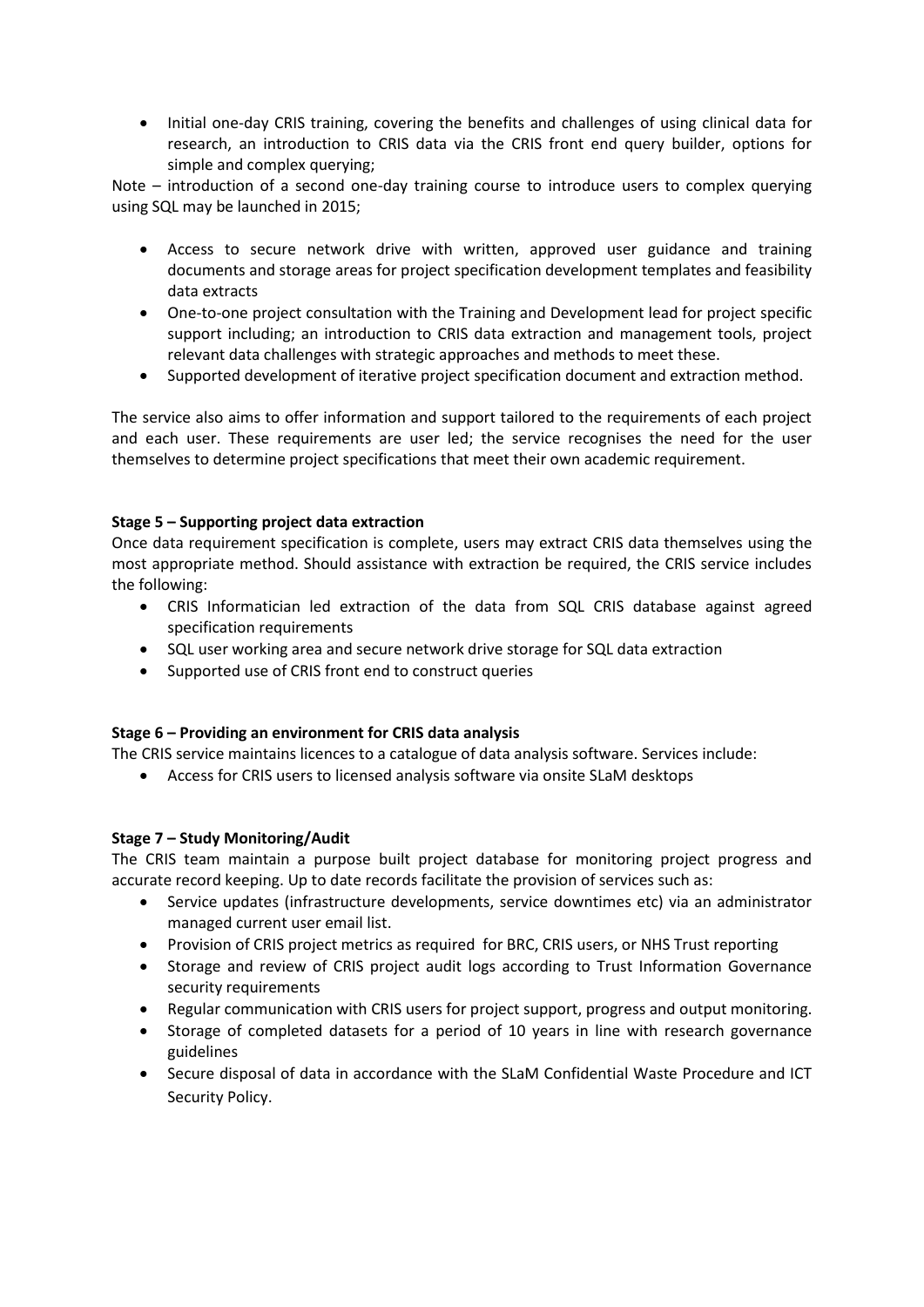- Initial one-day CRIS training, covering the benefits and challenges of using clinical data for research, an introduction to CRIS data via the CRIS front end query builder, options for simple and complex querying;

Note – introduction of a second one-day training course to introduce users to complex querying using SQL may be launched in 2015;

- Access to secure network drive with written, approved user guidance and training documents and storage areas for project specification development templates and feasibility data extracts
- One-to-one project consultation with the Training and Development lead for project specific support including; an introduction to CRIS data extraction and management tools, project relevant data challenges with strategic approaches and methods to meet these.
- Supported development of iterative project specification document and extraction method.

The service also aims to offer information and support tailored to the requirements of each project and each user. These requirements are user led; the service recognises the need for the user themselves to determine project specifications that meet their own academic requirement.

**Stage 5 – Supporting project data extraction**

Once data requirement specification is complete, users may extract CRIS data themselves using the most appropriate method. Should assistance with extraction be required, the CRIS service includes the following:

- CRIS Informatician led extraction of the data from SQL CRIS database against agreed specification requirements
- SQL user working area and secure network drive storage for SQL data extraction
- Supported use of CRIS front end to construct queries

**Stage 6 – Providing an environment for CRIS data analysis**

The CRIS service maintains licences to a catalogue of data analysis software. Services include:

- Access for CRIS users to licensed analysis software via onsite SLaM desktops

**Stage 7 – Study Monitoring/Audit**

The CRIS team maintain a purpose built project database for monitoring project progress and accurate record keeping. Up to date records facilitate the provision of services such as:

- Service updates (infrastructure developments, service downtimes etc) via an administrator managed current user email list.
- Provision of CRIS project metrics as required for BRC, CRIS users, or NHS Trust reporting
- Storage and review of CRIS project audit logs according to Trust Information Governance security requirements
- Regular communication with CRIS users for project support, progress and output monitoring.
- Storage of completed datasets for a period of 10 years in line with research governance guidelines
- Secure disposal of data in accordance with the SLaM Confidential Waste Procedure and ICT Security Policy.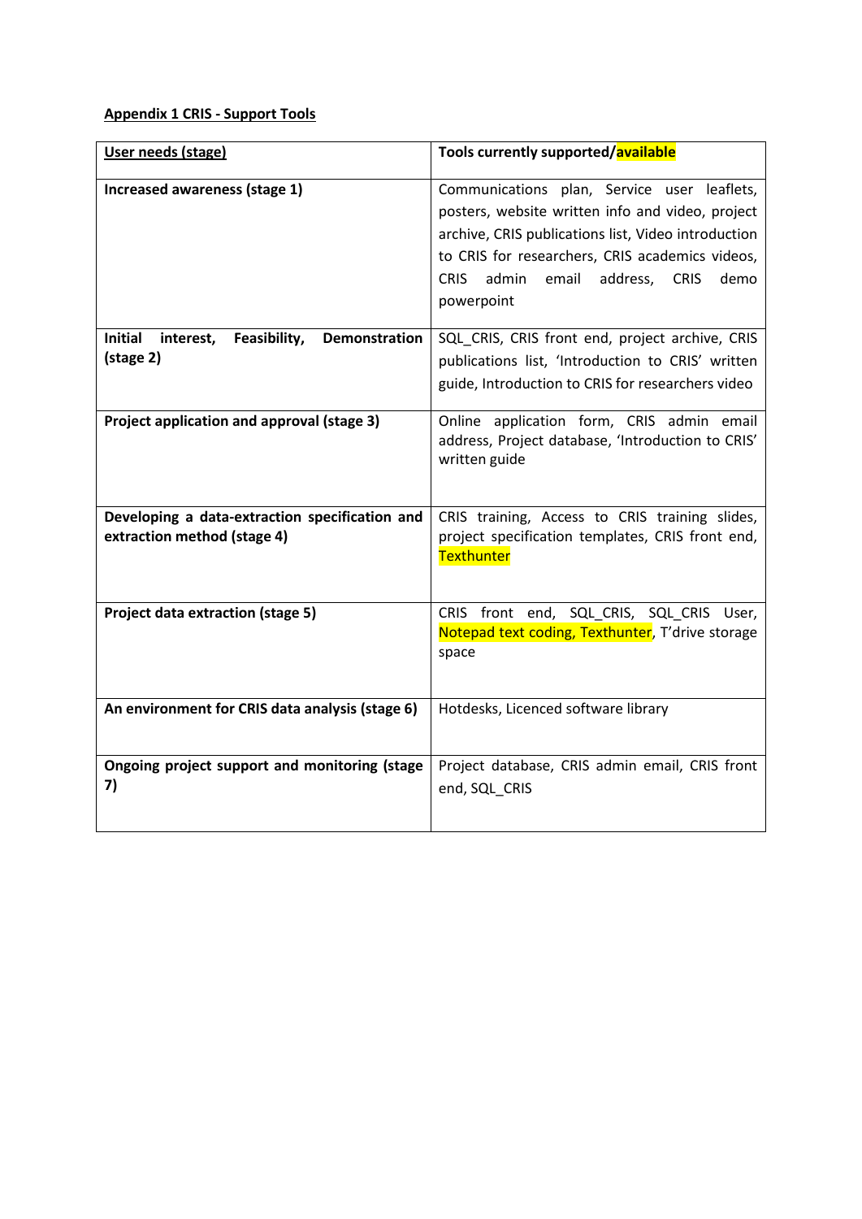**Appendix 1 CRIS - Support Tools**

| **User needs (stage)** | **Tools currently supported/available** |
|---|---|
| **Increased awareness (stage 1)** | Communications plan, Service user leaflets, posters, website written info and video, project archive, CRIS publications list, Video introduction to CRIS for researchers, CRIS academics videos, CRIS admin email address, CRIS demo powerpoint |
| **Initial interest, Feasibility, Demonstration (stage 2)** | SQL_CRIS, CRIS front end, project archive, CRIS publications list, 'Introduction to CRIS' written guide, Introduction to CRIS for researchers video |
| **Project application and approval (stage 3)** | Online application form, CRIS admin email address, Project database, 'Introduction to CRIS' written guide |
| **Developing a data-extraction specification and extraction method (stage 4)** | CRIS training, Access to CRIS training slides, project specification templates, CRIS front end, Texthunter |
| **Project data extraction (stage 5)** | CRIS front end, SQL_CRIS, SQL_CRIS User, Notepad text coding, Texthunter, T'drive storage space |
| **An environment for CRIS data analysis (stage 6)** | Hotdesks, Licenced software library |
| **Ongoing project support and monitoring (stage 7)** | Project database, CRIS admin email, CRIS front end, SQL_CRIS |